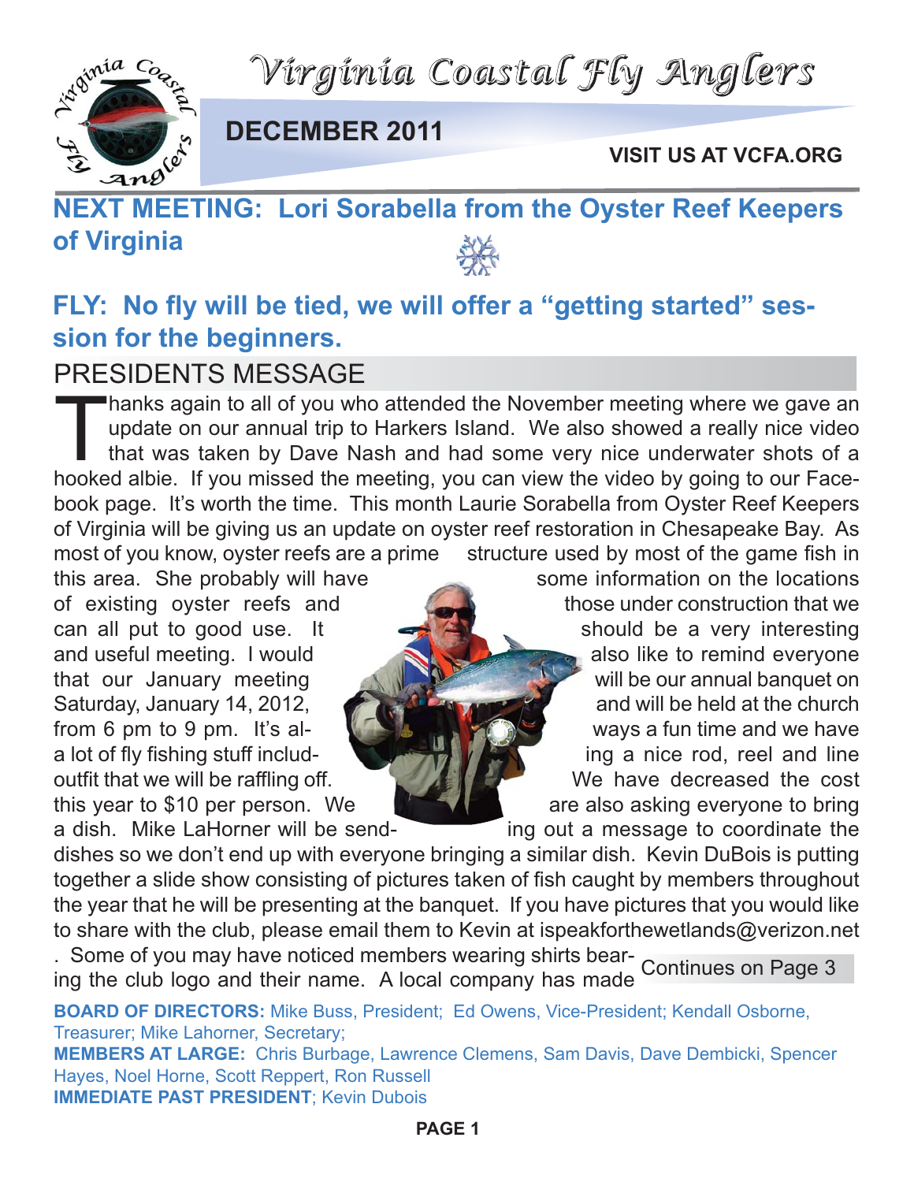# Virginia Coastal Fly Anglers

**DECEMBER 2011**

**VISIT US AT VCFA.ORG**

## NEXT MEETING: Lori Sorabella from the Oyster Reef Keepers of Virginia

## FLY: No fly will be tied, we will offer a "getting started" session for the beginners.

## PRESIDENTS MESSAGE

Thanks again to all of you who attended the November meeting where we gave an update on our annual trip to Harkers Island. We also showed a really nice video that was taken by Dave Nash and had some very nice underwater shots of a hooked albie. If you missed the meeting, you can view the video by going to our Facebook page. It's worth the time. This month Laurie Sorabella from Oyster Reef Keepers of Virginia will be giving us an update on oyster reef restoration in Chesapeake Bay. As most of you know, oyster reefs are a prime structure used by most of the game fish in this area. She probably will have some information on the locations of existing oyster reefs and those under construction that we can all put to good use. It should be a very interesting and useful meeting. I would also like to remind everyone that our January meeting will be our annual banquet on Saturday, January 14, 2012, and will be held at the church from 6 pm to 9 pm. It's always a fun time and we have a lot of fly fishing stuff including a nice rod, reel and line outfit that we will be raffling off. We have decreased the cost this year to $10 per person. We are also asking everyone to bring a dish. Mike LaHorner will be sending out a message to coordinate the dishes so we don't end up with everyone bringing a similar dish. Kevin DuBois is putting together a slide show consisting of pictures taken of fish caught by members throughout the year that he will be presenting at the banquet. If you have pictures that you would like to share with the club, please email them to Kevin at ispeakforthewetlands@verizon.net . Some of you may have noticed members wearing shirts bearing the club logo and their name. A local company has made

Continues on Page 3

**BOARD OF DIRECTORS:** Mike Buss, President; Ed Owens, Vice-President; Kendall Osborne, Treasurer; Mike Lahorner, Secretary;

**MEMBERS AT LARGE:** Chris Burbage, Lawrence Clemens, Sam Davis, Dave Dembicki, Spencer Hayes, Noel Horne, Scott Reppert, Ron Russell

**IMMEDIATE PAST PRESIDENT**; Kevin Dubois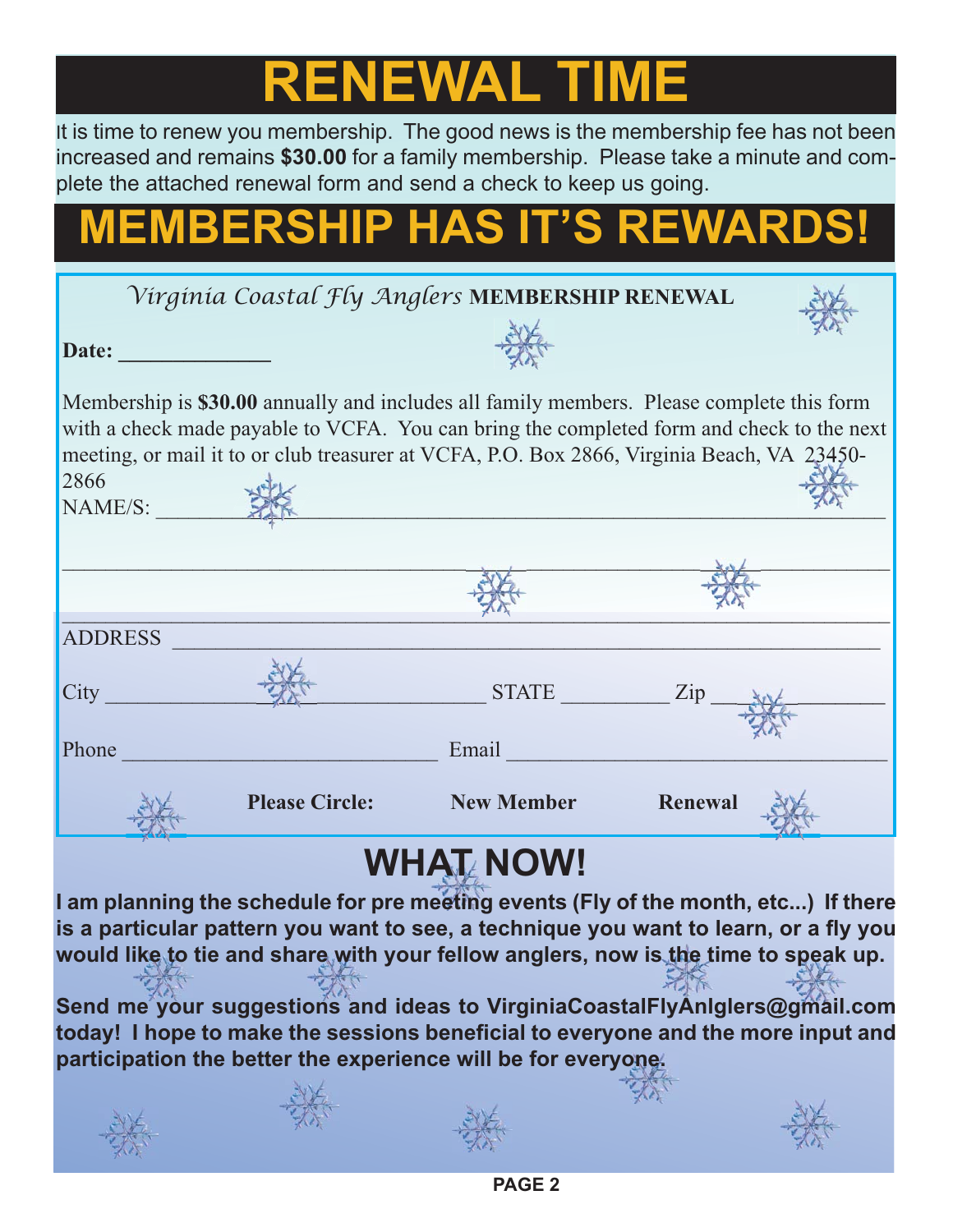# RENEWAL TIME

It is time to renew you membership. The good news is the membership fee has not been increased and remains **$30.00** for a family membership. Please take a minute and complete the attached renewal form and send a check to keep us going.

# MEMBERSHIP HAS IT'S REWARDS!

*Virginia Coastal Fly Anglers* **MEMBERSHIP RENEWAL**

**Date:** _____________

Membership is **$30.00** annually and includes all family members. Please complete this form with a check made payable to VCFA. You can bring the completed form and check to the next meeting, or mail it to or club treasurer at VCFA, P.O. Box 2866, Virginia Beach, VA 23450-2866

NAME/S: ______________________________________________________________

______________________________________________________________________

______________________________________________________________________

ADDRESS ______________________________________________________________

City ______________________________ STATE __________ Zip ________________

Phone ______________________________ Email __________________________________

**Please Circle:** **New Member** **Renewal**

## WHAT NOW!

**I am planning the schedule for pre meeting events (Fly of the month, etc...) If there is a particular pattern you want to see, a technique you want to learn, or a fly you would like to tie and share with your fellow anglers, now is the time to speak up.**

**Send me your suggestions and ideas to VirginiaCoastalFlyAnlglers@gmail.com today! I hope to make the sessions beneficial to everyone and the more input and participation the better the experience will be for everyone.**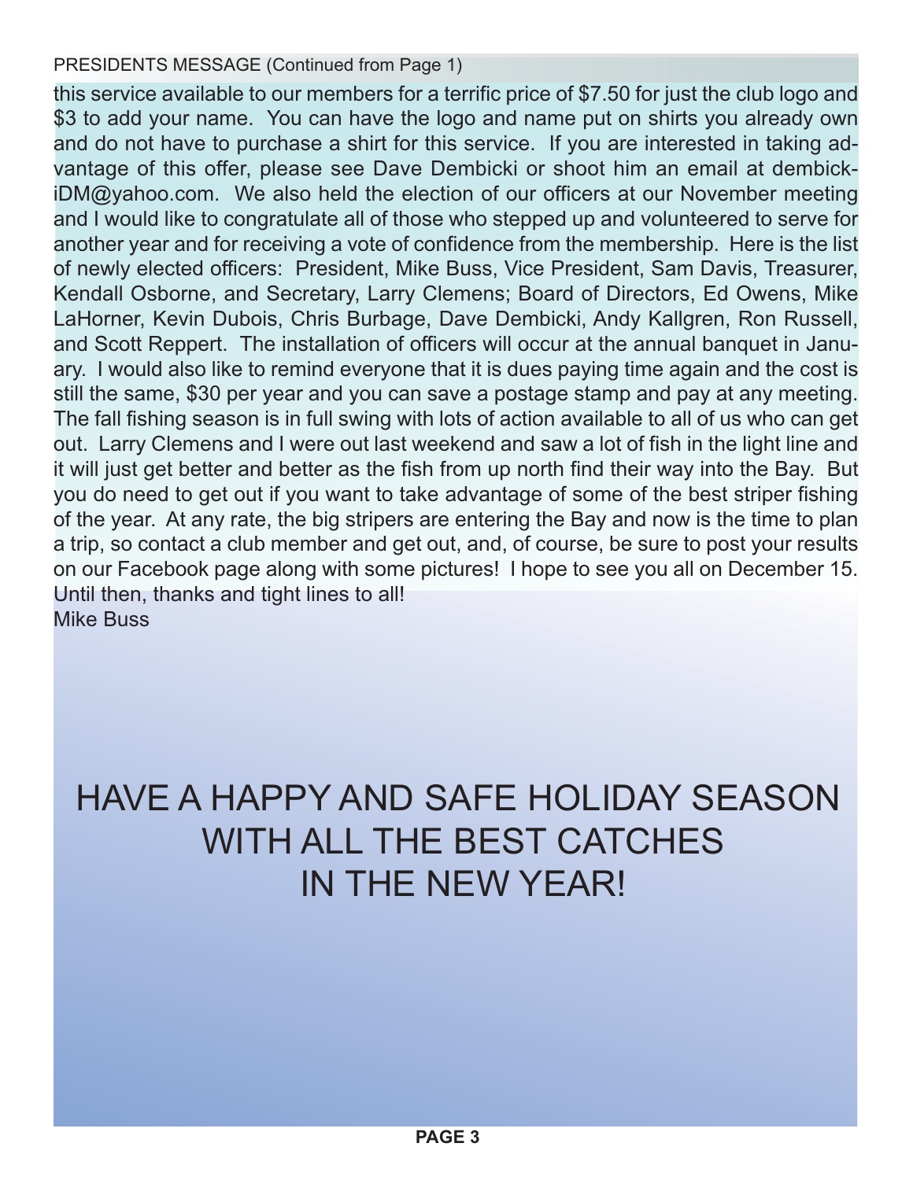PRESIDENTS MESSAGE (Continued from Page 1)

this service available to our members for a terrific price of $7.50 for just the club logo and $3 to add your name. You can have the logo and name put on shirts you already own and do not have to purchase a shirt for this service. If you are interested in taking advantage of this offer, please see Dave Dembicki or shoot him an email at dembickiDM@yahoo.com. We also held the election of our officers at our November meeting and I would like to congratulate all of those who stepped up and volunteered to serve for another year and for receiving a vote of confidence from the membership. Here is the list of newly elected officers: President, Mike Buss, Vice President, Sam Davis, Treasurer, Kendall Osborne, and Secretary, Larry Clemens; Board of Directors, Ed Owens, Mike LaHorner, Kevin Dubois, Chris Burbage, Dave Dembicki, Andy Kallgren, Ron Russell, and Scott Reppert. The installation of officers will occur at the annual banquet in January. I would also like to remind everyone that it is dues paying time again and the cost is still the same, $30 per year and you can save a postage stamp and pay at any meeting. The fall fishing season is in full swing with lots of action available to all of us who can get out. Larry Clemens and I were out last weekend and saw a lot of fish in the light line and it will just get better and better as the fish from up north find their way into the Bay. But you do need to get out if you want to take advantage of some of the best striper fishing of the year. At any rate, the big stripers are entering the Bay and now is the time to plan a trip, so contact a club member and get out, and, of course, be sure to post your results on our Facebook page along with some pictures! I hope to see you all on December 15. Until then, thanks and tight lines to all!

Mike Buss

# HAVE A HAPPY AND SAFE HOLIDAY SEASON WITH ALL THE BEST CATCHES IN THE NEW YEAR!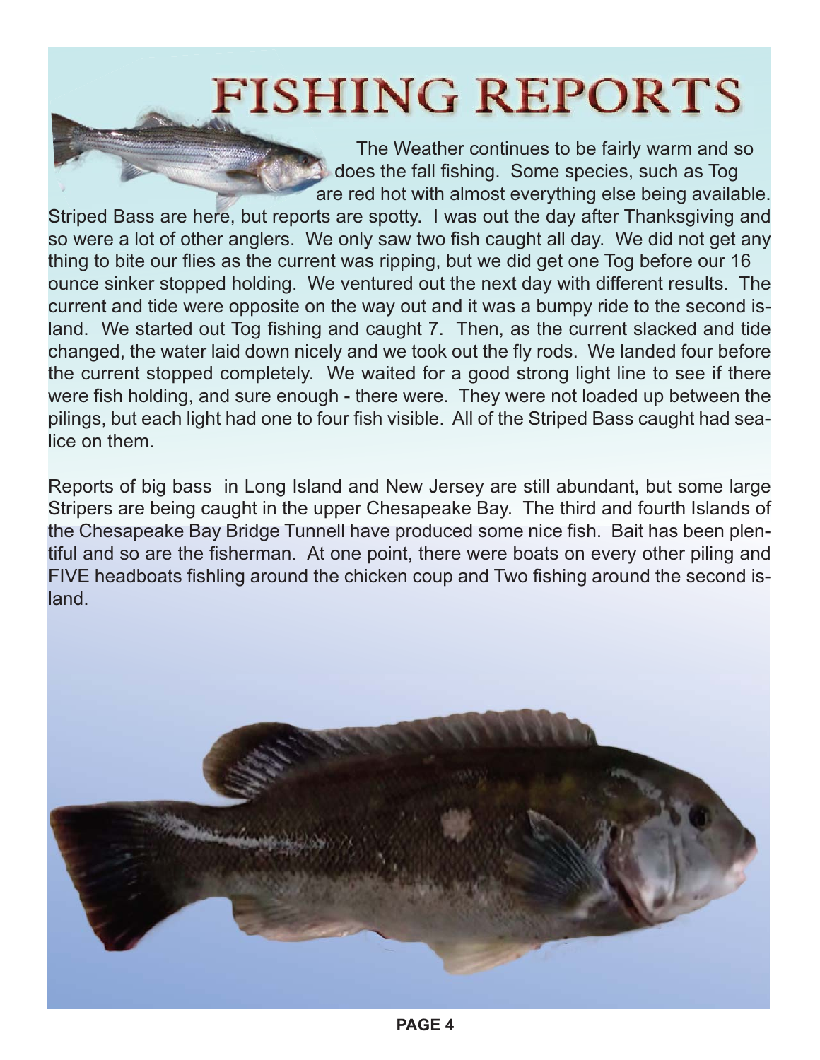# FISHING REPORTS

The Weather continues to be fairly warm and so does the fall fishing. Some species, such as Tog are red hot with almost everything else being available. Striped Bass are here, but reports are spotty. I was out the day after Thanksgiving and so were a lot of other anglers. We only saw two fish caught all day. We did not get any thing to bite our flies as the current was ripping, but we did get one Tog before our 16 ounce sinker stopped holding. We ventured out the next day with different results. The current and tide were opposite on the way out and it was a bumpy ride to the second island. We started out Tog fishing and caught 7. Then, as the current slacked and tide changed, the water laid down nicely and we took out the fly rods. We landed four before the current stopped completely. We waited for a good strong light line to see if there were fish holding, and sure enough - there were. They were not loaded up between the pilings, but each light had one to four fish visible. All of the Striped Bass caught had sea-lice on them.

Reports of big bass in Long Island and New Jersey are still abundant, but some large Stripers are being caught in the upper Chesapeake Bay. The third and fourth Islands of the Chesapeake Bay Bridge Tunnell have produced some nice fish. Bait has been plentiful and so are the fisherman. At one point, there were boats on every other piling and FIVE headboats fishling around the chicken coup and Two fishing around the second island.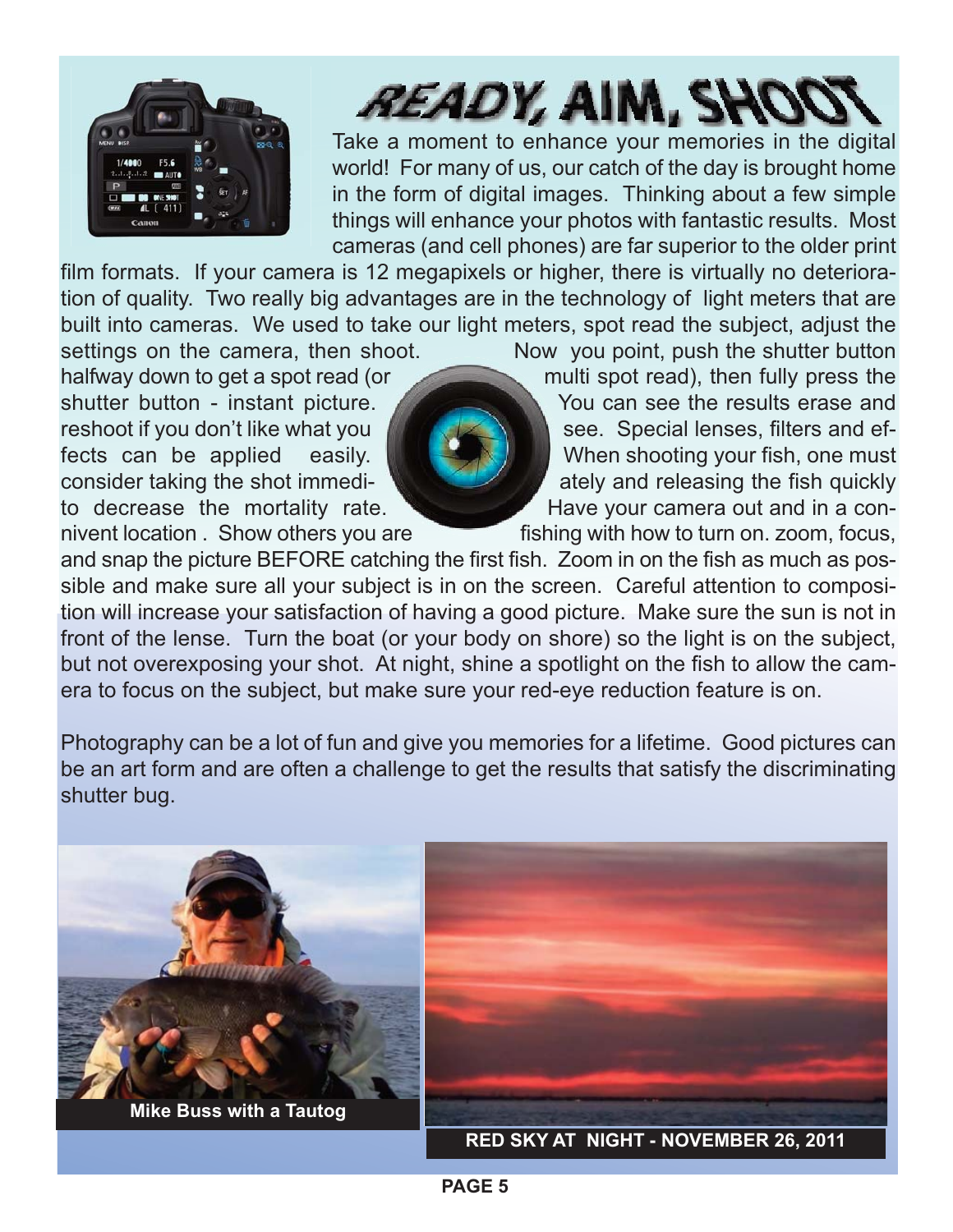# READY, AIM, SHOOT

Take a moment to enhance your memories in the digital world! For many of us, our catch of the day is brought home in the form of digital images. Thinking about a few simple things will enhance your photos with fantastic results. Most cameras (and cell phones) are far superior to the older print film formats. If your camera is 12 megapixels or higher, there is virtually no deterioration of quality. Two really big advantages are in the technology of light meters that are built into cameras. We used to take our light meters, spot read the subject, adjust the settings on the camera, then shoot. Now you point, push the shutter button halfway down to get a spot read (or multi spot read), then fully press the shutter button - instant picture. You can see the results erase and reshoot if you don't like what you see. Special lenses, filters and effects can be applied easily. When shooting your fish, one must consider taking the shot immediately and releasing the fish quickly to decrease the mortality rate. Have your camera out and in a connivent location . Show others you are fishing with how to turn on. zoom, focus, and snap the picture BEFORE catching the first fish. Zoom in on the fish as much as possible and make sure all your subject is in on the screen. Careful attention to composition will increase your satisfaction of having a good picture. Make sure the sun is not in front of the lense. Turn the boat (or your body on shore) so the light is on the subject, but not overexposing your shot. At night, shine a spotlight on the fish to allow the camera to focus on the subject, but make sure your red-eye reduction feature is on.

Photography can be a lot of fun and give you memories for a lifetime. Good pictures can be an art form and are often a challenge to get the results that satisfy the discriminating shutter bug.

**Mike Buss with a Tautog**

**RED SKY AT NIGHT - NOVEMBER 26, 2011**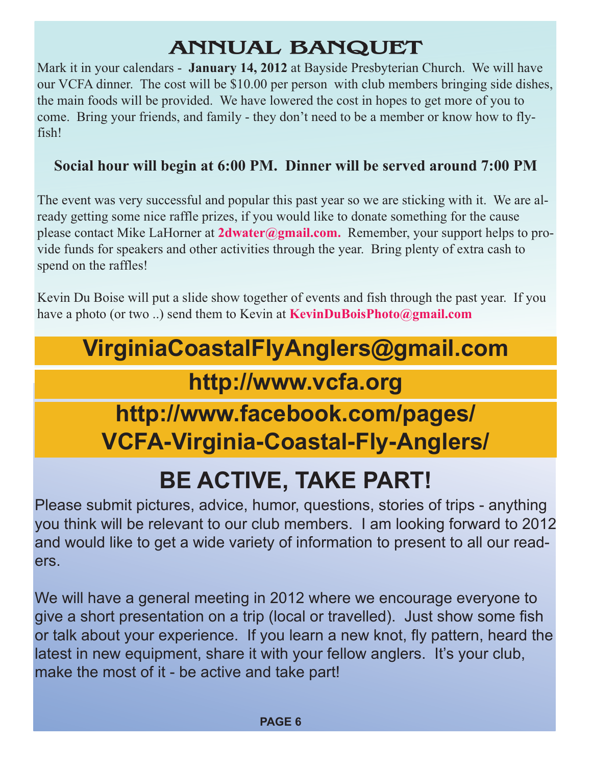# ANNUAL BANQUET

Mark it in your calendars - **January 14, 2012** at Bayside Presbyterian Church. We will have our VCFA dinner. The cost will be $10.00 per person with club members bringing side dishes, the main foods will be provided. We have lowered the cost in hopes to get more of you to come. Bring your friends, and family - they don't need to be a member or know how to fly-fish!

**Social hour will begin at 6:00 PM. Dinner will be served around 7:00 PM**

The event was very successful and popular this past year so we are sticking with it. We are already getting some nice raffle prizes, if you would like to donate something for the cause please contact Mike LaHorner at **2dwater@gmail.com.** Remember, your support helps to provide funds for speakers and other activities through the year. Bring plenty of extra cash to spend on the raffles!

Kevin Du Boise will put a slide show together of events and fish through the past year. If you have a photo (or two ..) send them to Kevin at **KevinDuBoisPhoto@gmail.com**

**VirginiaCoastalFlyAnglers@gmail.com**

**http://www.vcfa.org**

**http://www.facebook.com/pages/VCFA-Virginia-Coastal-Fly-Anglers/**

# BE ACTIVE, TAKE PART!

Please submit pictures, advice, humor, questions, stories of trips - anything you think will be relevant to our club members. I am looking forward to 2012 and would like to get a wide variety of information to present to all our readers.

We will have a general meeting in 2012 where we encourage everyone to give a short presentation on a trip (local or travelled). Just show some fish or talk about your experience. If you learn a new knot, fly pattern, heard the latest in new equipment, share it with your fellow anglers. It's your club, make the most of it - be active and take part!